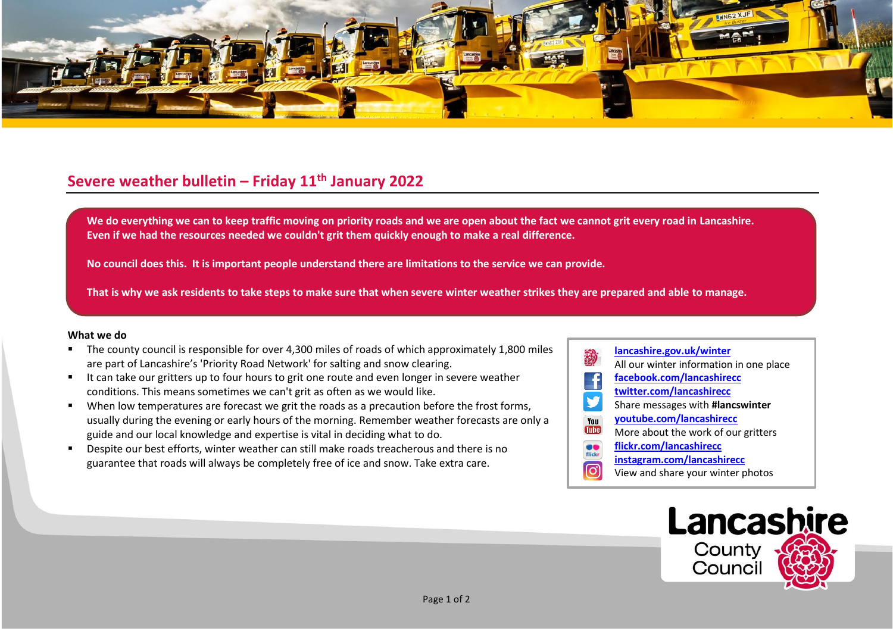## Severe weather bulletin – Friday 11th January 2022

**We do everything we can to keep traffic moving on priority roads and we are open about the fact we cannot grit every road in Lancashire. Even if we had the resources needed we couldn't grit them quickly enough to make a real difference.**

**No council does this. It is important people understand there are limitations to the service we can provide.**

**That is why we ask residents to take steps to make sure that when severe winter weather strikes they are prepared and able to manage.**

**What we do**

- The county council is responsible for over 4,300 miles of roads of which approximately 1,800 miles are part of Lancashire's 'Priority Road Network' for salting and snow clearing.
- It can take our gritters up to four hours to grit one route and even longer in severe weather conditions. This means sometimes we can't grit as often as we would like.
- When low temperatures are forecast we grit the roads as a precaution before the frost forms, usually during the evening or early hours of the morning. Remember weather forecasts are only a guide and our local knowledge and expertise is vital in deciding what to do.
- Despite our best efforts, winter weather can still make roads treacherous and there is no guarantee that roads will always be completely free of ice and snow. Take extra care.

lancashire.gov.uk/winter
All our winter information in one place
facebook.com/lancashirecc
twitter.com/lancashirecc
Share messages with **#lancswinter**
youtube.com/lancashirecc
More about the work of our gritters
flickr.com/lancashirecc
instagram.com/lancashirecc
View and share your winter photos

Lancashire County Council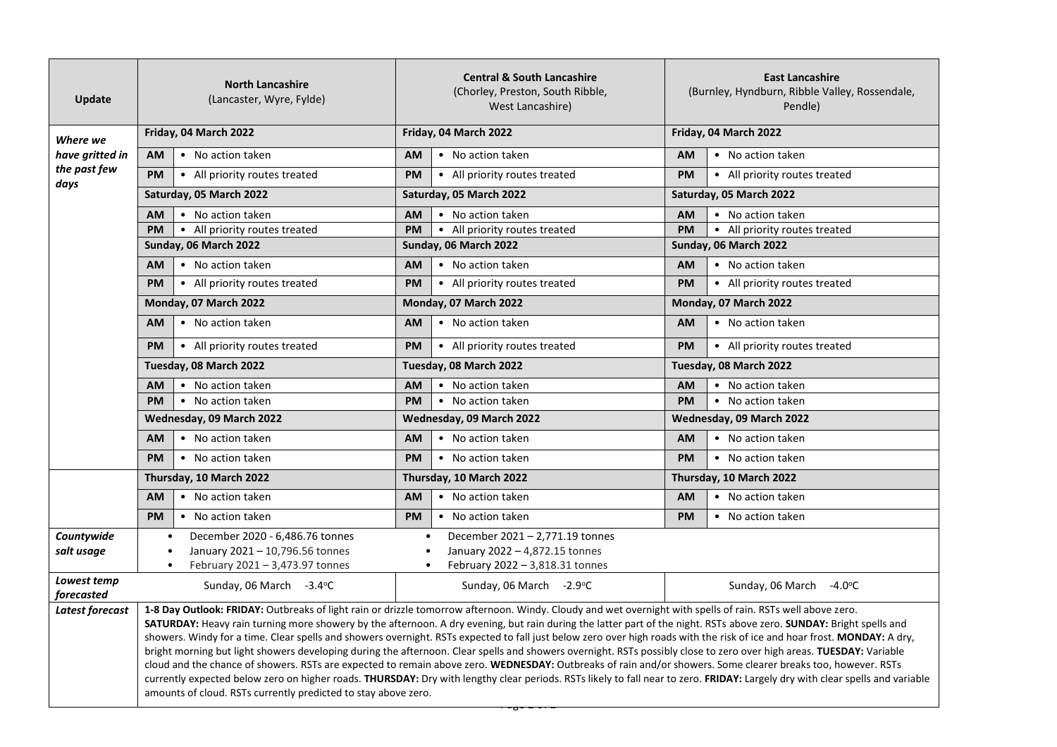| Update | North Lancashire (Lancaster, Wyre, Fylde) | | Central & South Lancashire (Chorley, Preston, South Ribble, West Lancashire) | | East Lancashire (Burnley, Hyndburn, Ribble Valley, Rossendale, Pendle) | |
|---|---|---|---|---|---|---|
| ***Where we have gritted in the past few days*** | **Friday, 04 March 2022** | | **Friday, 04 March 2022** | | **Friday, 04 March 2022** | |
| | **AM** | • No action taken | **AM** | • No action taken | **AM** | • No action taken |
| | **PM** | • All priority routes treated | **PM** | • All priority routes treated | **PM** | • All priority routes treated |
| | **Saturday, 05 March 2022** | | **Saturday, 05 March 2022** | | **Saturday, 05 March 2022** | |
| | **AM** | • No action taken | **AM** | • No action taken | **AM** | • No action taken |
| | **PM** | • All priority routes treated | **PM** | • All priority routes treated | **PM** | • All priority routes treated |
| | **Sunday, 06 March 2022** | | **Sunday, 06 March 2022** | | **Sunday, 06 March 2022** | |
| | **AM** | • No action taken | **AM** | • No action taken | **AM** | • No action taken |
| | **PM** | • All priority routes treated | **PM** | • All priority routes treated | **PM** | • All priority routes treated |
| | **Monday, 07 March 2022** | | **Monday, 07 March 2022** | | **Monday, 07 March 2022** | |
| | **AM** | • No action taken | **AM** | • No action taken | **AM** | • No action taken |
| | **PM** | • All priority routes treated | **PM** | • All priority routes treated | **PM** | • All priority routes treated |
| | **Tuesday, 08 March 2022** | | **Tuesday, 08 March 2022** | | **Tuesday, 08 March 2022** | |
| | **AM** | • No action taken | **AM** | • No action taken | **AM** | • No action taken |
| | **PM** | • No action taken | **PM** | • No action taken | **PM** | • No action taken |
| | **Wednesday, 09 March 2022** | | **Wednesday, 09 March 2022** | | **Wednesday, 09 March 2022** | |
| | **AM** | • No action taken | **AM** | • No action taken | **AM** | • No action taken |
| | **PM** | • No action taken | **PM** | • No action taken | **PM** | • No action taken |
| | **Thursday, 10 March 2022** | | **Thursday, 10 March 2022** | | **Thursday, 10 March 2022** | |
| | **AM** | • No action taken | **AM** | • No action taken | **AM** | • No action taken |
| | **PM** | • No action taken | **PM** | • No action taken | **PM** | • No action taken |
| ***Countywide salt usage*** | • December 2020 - 6,486.76 tonnes<br>• January 2021 – 10,796.56 tonnes<br>• February 2021 – 3,473.97 tonnes | | • December 2021 – 2,771.19 tonnes<br>• January 2022 – 4,872.15 tonnes<br>• February 2022 – 3,818.31 tonnes | | | |
| ***Lowest temp forecasted*** | Sunday, 06 March -3.4°C | | Sunday, 06 March -2.9°C | | Sunday, 06 March -4.0°C | |
| ***Latest forecast*** | **1-8 Day Outlook: FRIDAY:** Outbreaks of light rain or drizzle tomorrow afternoon. Windy. Cloudy and wet overnight with spells of rain. RSTs well above zero. **SATURDAY:** Heavy rain turning more showery by the afternoon. A dry evening, but rain during the latter part of the night. RSTs above zero. **SUNDAY:** Bright spells and showers. Windy for a time. Clear spells and showers overnight. RSTs expected to fall just below zero over high roads with the risk of ice and hoar frost. **MONDAY:** A dry, bright morning but light showers developing during the afternoon. Clear spells and showers overnight. RSTs possibly close to zero over high areas. **TUESDAY:** Variable cloud and the chance of showers. RSTs are expected to remain above zero. **WEDNESDAY:** Outbreaks of rain and/or showers. Some clearer breaks too, however. RSTs currently expected below zero on higher roads. **THURSDAY:** Dry with lengthy clear periods. RSTs likely to fall near to zero. **FRIDAY:** Largely dry with clear spells and variable amounts of cloud. RSTs currently predicted to stay above zero. | | | | | |